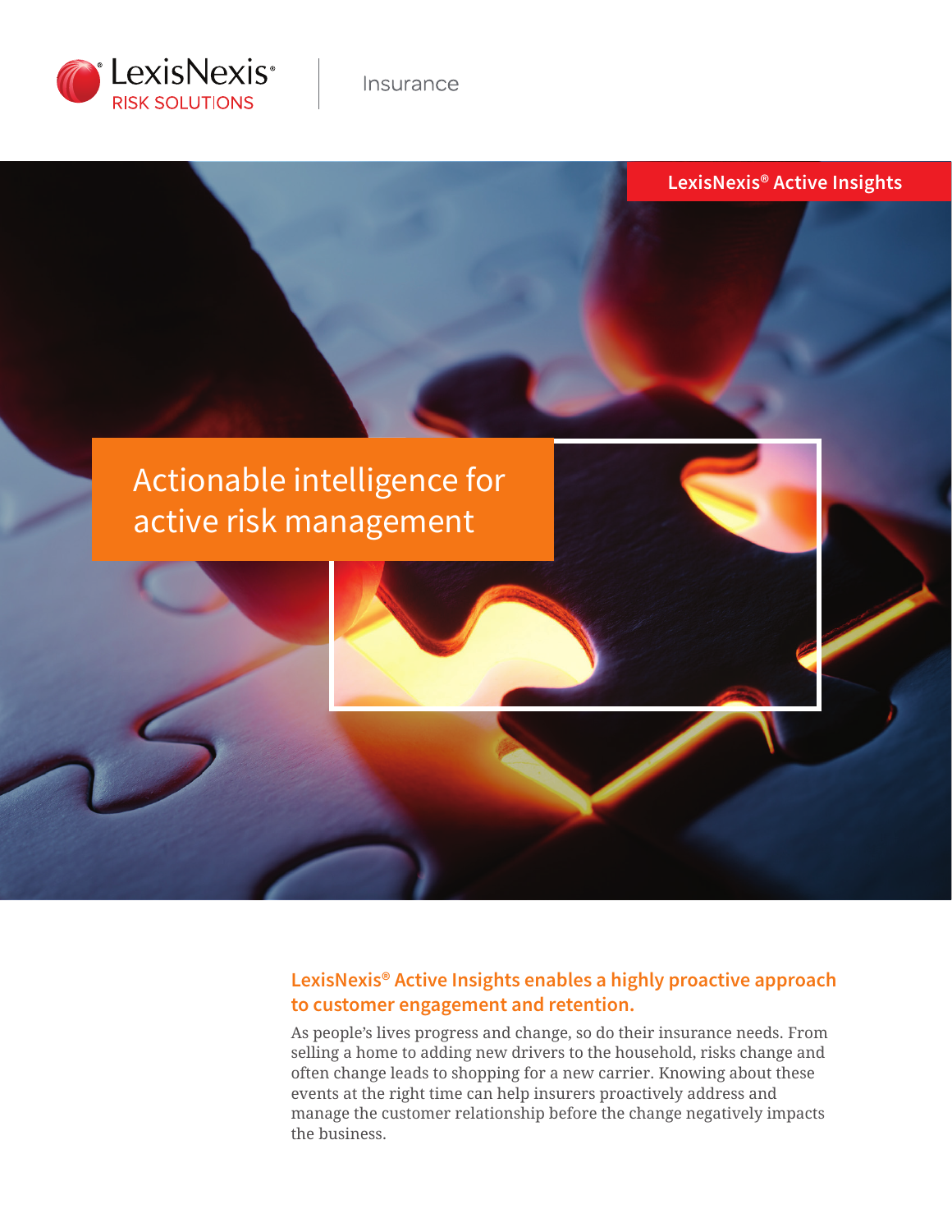LexisNexis® RISK SOLUTIONS | Insurance

LexisNexis® Active Insights

# Actionable intelligence for active risk management

## LexisNexis® Active Insights enables a highly proactive approach to customer engagement and retention.

As people's lives progress and change, so do their insurance needs. From selling a home to adding new drivers to the household, risks change and often change leads to shopping for a new carrier. Knowing about these events at the right time can help insurers proactively address and manage the customer relationship before the change negatively impacts the business.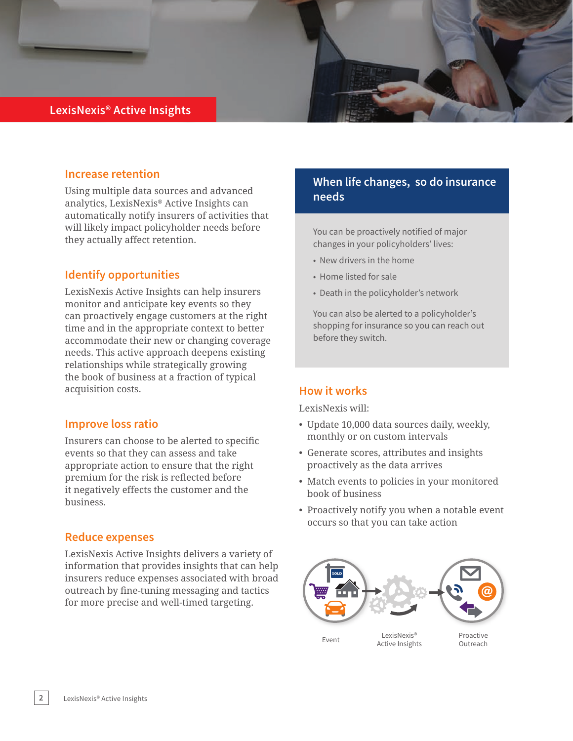# LexisNexis® Active Insights

## Increase retention

Using multiple data sources and advanced analytics, LexisNexis® Active Insights can automatically notify insurers of activities that will likely impact policyholder needs before they actually affect retention.

## Identify opportunities

LexisNexis Active Insights can help insurers monitor and anticipate key events so they can proactively engage customers at the right time and in the appropriate context to better accommodate their new or changing coverage needs. This active approach deepens existing relationships while strategically growing the book of business at a fraction of typical acquisition costs.

## Improve loss ratio

Insurers can choose to be alerted to specific events so that they can assess and take appropriate action to ensure that the right premium for the risk is reflected before it negatively effects the customer and the business.

## Reduce expenses

LexisNexis Active Insights delivers a variety of information that provides insights that can help insurers reduce expenses associated with broad outreach by fine-tuning messaging and tactics for more precise and well-timed targeting.

## When life changes, so do insurance needs

You can be proactively notified of major changes in your policyholders' lives:

- New drivers in the home
- Home listed for sale
- Death in the policyholder's network

You can also be alerted to a policyholder's shopping for insurance so you can reach out before they switch.

## How it works

LexisNexis will:

- Update 10,000 data sources daily, weekly, monthly or on custom intervals
- Generate scores, attributes and insights proactively as the data arrives
- Match events to policies in your monitored book of business
- Proactively notify you when a notable event occurs so that you can take action

Event → LexisNexis® Active Insights → Proactive Outreach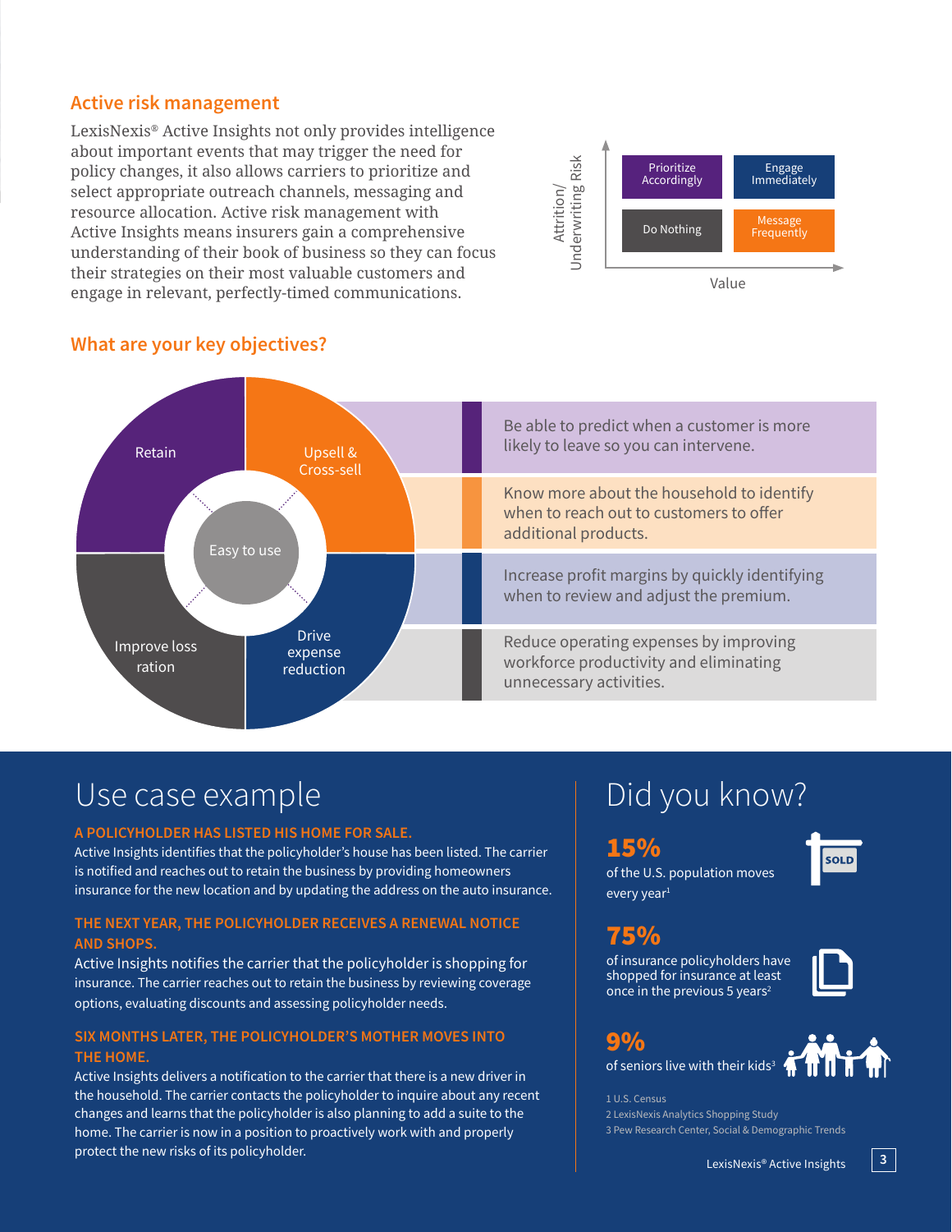## Active risk management

LexisNexis® Active Insights not only provides intelligence about important events that may trigger the need for policy changes, it also allows carriers to prioritize and select appropriate outreach channels, messaging and resource allocation. Active risk management with Active Insights means insurers gain a comprehensive understanding of their book of business so they can focus their strategies on their most valuable customers and engage in relevant, perfectly-timed communications.

| Attrition/Underwriting Risk | Lower Value | Higher Value |
| --- | --- | --- |
| High | Prioritize Accordingly | Engage Immediately |
| Low | Do Nothing | Message Frequently |

Value

## What are your key objectives?

Easy to use

- **Retain** — Be able to predict when a customer is more likely to leave so you can intervene.
- **Upsell & Cross-sell** — Know more about the household to identify when to reach out to customers to offer additional products.
- **Improve loss ration** — Increase profit margins by quickly identifying when to review and adjust the premium.
- **Drive expense reduction** — Reduce operating expenses by improving workforce productivity and eliminating unnecessary activities.

# Use case example

### A POLICYHOLDER HAS LISTED HIS HOME FOR SALE.

Active Insights identifies that the policyholder's house has been listed. The carrier is notified and reaches out to retain the business by providing homeowners insurance for the new location and by updating the address on the auto insurance.

### THE NEXT YEAR, THE POLICYHOLDER RECEIVES A RENEWAL NOTICE AND SHOPS.

Active Insights notifies the carrier that the policyholder is shopping for insurance. The carrier reaches out to retain the business by reviewing coverage options, evaluating discounts and assessing policyholder needs.

### SIX MONTHS LATER, THE POLICYHOLDER'S MOTHER MOVES INTO THE HOME.

Active Insights delivers a notification to the carrier that there is a new driver in the household. The carrier contacts the policyholder to inquire about any recent changes and learns that the policyholder is also planning to add a suite to the home. The carrier is now in a position to proactively work with and properly protect the new risks of its policyholder.

# Did you know?

**15%**
of the U.S. population moves every year[1]

**75%**
of insurance policyholders have shopped for insurance at least once in the previous 5 years[2]

**9%**
of seniors live with their kids[3]

1 U.S. Census
2 LexisNexis Analytics Shopping Study
3 Pew Research Center, Social & Demographic Trends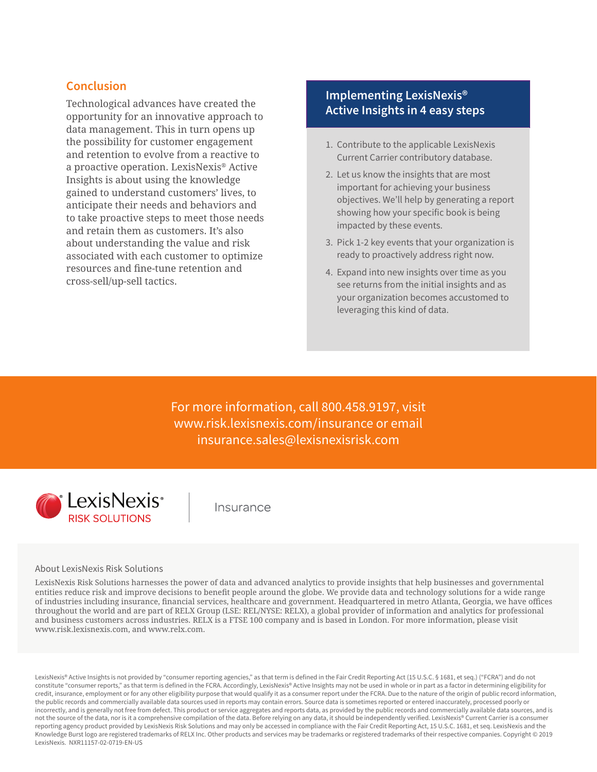## Conclusion

Technological advances have created the opportunity for an innovative approach to data management. This in turn opens up the possibility for customer engagement and retention to evolve from a reactive to a proactive operation. LexisNexis® Active Insights is about using the knowledge gained to understand customers' lives, to anticipate their needs and behaviors and to take proactive steps to meet those needs and retain them as customers. It's also about understanding the value and risk associated with each customer to optimize resources and fine-tune retention and cross-sell/up-sell tactics.

### Implementing LexisNexis® Active Insights in 4 easy steps

1. Contribute to the applicable LexisNexis Current Carrier contributory database.
2. Let us know the insights that are most important for achieving your business objectives. We'll help by generating a report showing how your specific book is being impacted by these events.
3. Pick 1-2 key events that your organization is ready to proactively address right now.
4. Expand into new insights over time as you see returns from the initial insights and as your organization becomes accustomed to leveraging this kind of data.

For more information, call 800.458.9197, visit www.risk.lexisnexis.com/insurance or email insurance.sales@lexisnexisrisk.com

LexisNexis® RISK SOLUTIONS | Insurance

About LexisNexis Risk Solutions

LexisNexis Risk Solutions harnesses the power of data and advanced analytics to provide insights that help businesses and governmental entities reduce risk and improve decisions to benefit people around the globe. We provide data and technology solutions for a wide range of industries including insurance, financial services, healthcare and government. Headquartered in metro Atlanta, Georgia, we have offices throughout the world and are part of RELX Group (LSE: REL/NYSE: RELX), a global provider of information and analytics for professional and business customers across industries. RELX is a FTSE 100 company and is based in London. For more information, please visit www.risk.lexisnexis.com, and www.relx.com.

LexisNexis® Active Insights is not provided by "consumer reporting agencies," as that term is defined in the Fair Credit Reporting Act (15 U.S.C. § 1681, et seq.) ("FCRA") and do not constitute "consumer reports," as that term is defined in the FCRA. Accordingly, LexisNexis® Active Insights may not be used in whole or in part as a factor in determining eligibility for credit, insurance, employment or for any other eligibility purpose that would qualify it as a consumer report under the FCRA. Due to the nature of the origin of public record information, the public records and commercially available data sources used in reports may contain errors. Source data is sometimes reported or entered inaccurately, processed poorly or incorrectly, and is generally not free from defect. This product or service aggregates and reports data, as provided by the public records and commercially available data sources, and is not the source of the data, nor is it a comprehensive compilation of the data. Before relying on any data, it should be independently verified. LexisNexis® Current Carrier is a consumer reporting agency product provided by LexisNexis Risk Solutions and may only be accessed in compliance with the Fair Credit Reporting Act, 15 U.S.C. 1681, et seq. LexisNexis and the Knowledge Burst logo are registered trademarks of RELX Inc. Other products and services may be trademarks or registered trademarks of their respective companies. Copyright © 2019 LexisNexis. NXR11157-02-0719-EN-US